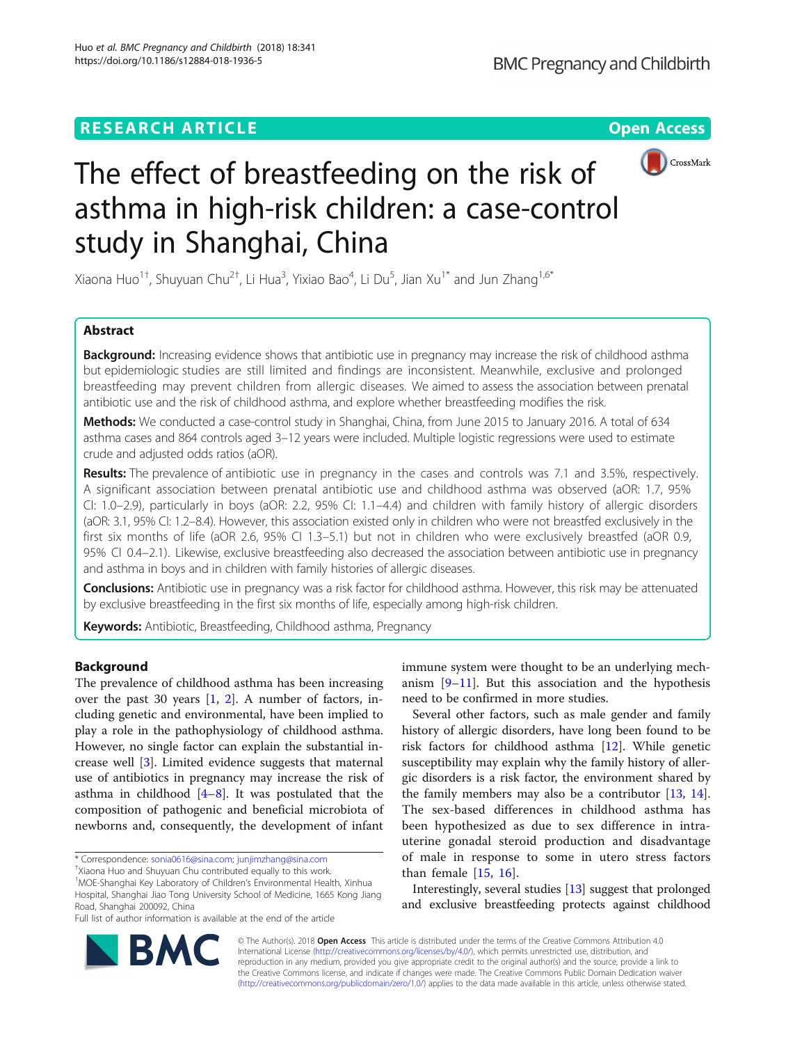# The effect of breastfeeding on the risk of asthma in high-risk children: a case-control study in Shanghai, China

Xiaona Huo[1†], Shuyuan Chu[2†], Li Hua[3], Yixiao Bao[4], Li Du[5], Jian Xu[1*] and Jun Zhang[1,6*]

## Abstract

**Background:** Increasing evidence shows that antibiotic use in pregnancy may increase the risk of childhood asthma but epidemiologic studies are still limited and findings are inconsistent. Meanwhile, exclusive and prolonged breastfeeding may prevent children from allergic diseases. We aimed to assess the association between prenatal antibiotic use and the risk of childhood asthma, and explore whether breastfeeding modifies the risk.

**Methods:** We conducted a case-control study in Shanghai, China, from June 2015 to January 2016. A total of 634 asthma cases and 864 controls aged 3–12 years were included. Multiple logistic regressions were used to estimate crude and adjusted odds ratios (aOR).

**Results:** The prevalence of antibiotic use in pregnancy in the cases and controls was 7.1 and 3.5%, respectively. A significant association between prenatal antibiotic use and childhood asthma was observed (aOR: 1.7, 95% CI: 1.0–2.9), particularly in boys (aOR: 2.2, 95% CI: 1.1–4.4) and children with family history of allergic disorders (aOR: 3.1, 95% CI: 1.2–8.4). However, this association existed only in children who were not breastfed exclusively in the first six months of life (aOR 2.6, 95% CI 1.3–5.1) but not in children who were exclusively breastfed (aOR 0.9, 95% CI 0.4–2.1). Likewise, exclusive breastfeeding also decreased the association between antibiotic use in pregnancy and asthma in boys and in children with family histories of allergic diseases.

**Conclusions:** Antibiotic use in pregnancy was a risk factor for childhood asthma. However, this risk may be attenuated by exclusive breastfeeding in the first six months of life, especially among high-risk children.

**Keywords:** Antibiotic, Breastfeeding, Childhood asthma, Pregnancy

## Background

The prevalence of childhood asthma has been increasing over the past 30 years [1, 2]. A number of factors, including genetic and environmental, have been implied to play a role in the pathophysiology of childhood asthma. However, no single factor can explain the substantial increase well [3]. Limited evidence suggests that maternal use of antibiotics in pregnancy may increase the risk of asthma in childhood [4–8]. It was postulated that the composition of pathogenic and beneficial microbiota of newborns and, consequently, the development of infant immune system were thought to be an underlying mechanism [9–11]. But this association and the hypothesis need to be confirmed in more studies.

Several other factors, such as male gender and family history of allergic disorders, have long been found to be risk factors for childhood asthma [12]. While genetic susceptibility may explain why the family history of allergic disorders is a risk factor, the environment shared by the family members may also be a contributor [13, 14]. The sex-based differences in childhood asthma has been hypothesized as due to sex difference in intrauterine gonadal steroid production and disadvantage of male in response to some in utero stress factors than female [15, 16].

Interestingly, several studies [13] suggest that prolonged and exclusive breastfeeding protects against childhood

\* Correspondence: sonia0616@sina.com; junjimzhang@sina.com

†Xiaona Huo and Shuyuan Chu contributed equally to this work.

[1]MOE-Shanghai Key Laboratory of Children's Environmental Health, Xinhua Hospital, Shanghai Jiao Tong University School of Medicine, 1665 Kong Jiang Road, Shanghai 200092, China

Full list of author information is available at the end of the article

© The Author(s). 2018 **Open Access** This article is distributed under the terms of the Creative Commons Attribution 4.0 International License (http://creativecommons.org/licenses/by/4.0/), which permits unrestricted use, distribution, and reproduction in any medium, provided you give appropriate credit to the original author(s) and the source, provide a link to the Creative Commons license, and indicate if changes were made. The Creative Commons Public Domain Dedication waiver (http://creativecommons.org/publicdomain/zero/1.0/) applies to the data made available in this article, unless otherwise stated.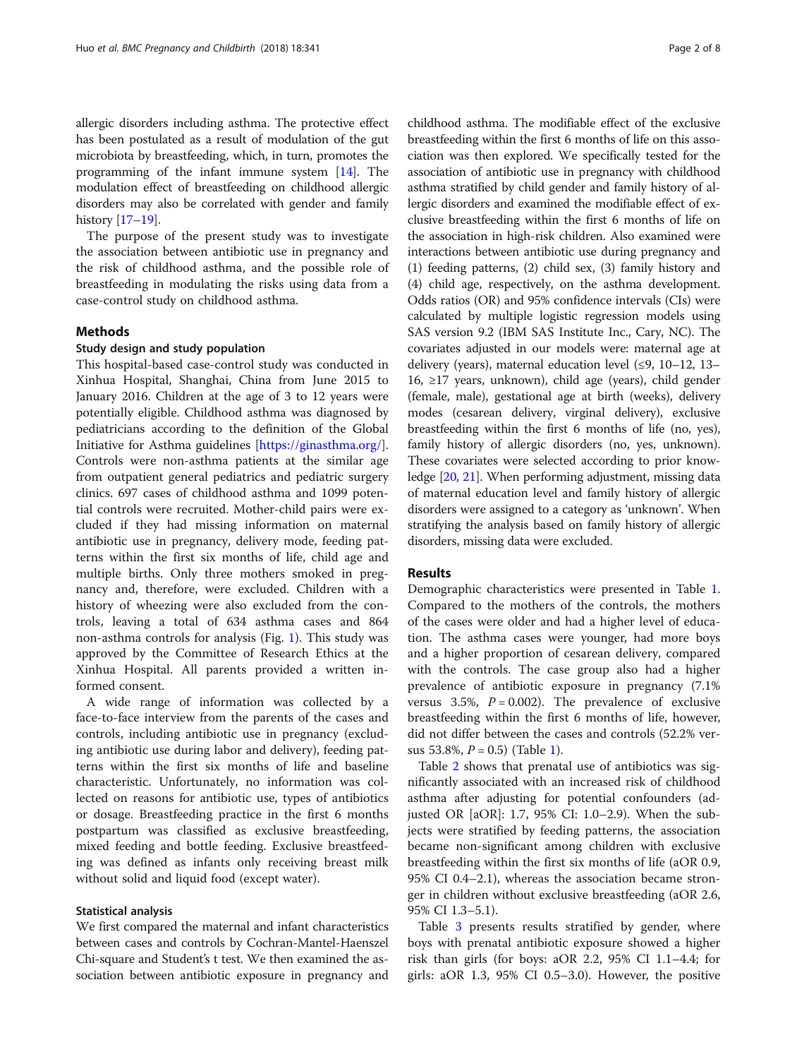allergic disorders including asthma. The protective effect has been postulated as a result of modulation of the gut microbiota by breastfeeding, which, in turn, promotes the programming of the infant immune system [14]. The modulation effect of breastfeeding on childhood allergic disorders may also be correlated with gender and family history [17–19].

The purpose of the present study was to investigate the association between antibiotic use in pregnancy and the risk of childhood asthma, and the possible role of breastfeeding in modulating the risks using data from a case-control study on childhood asthma.

## Methods

### Study design and study population

This hospital-based case-control study was conducted in Xinhua Hospital, Shanghai, China from June 2015 to January 2016. Children at the age of 3 to 12 years were potentially eligible. Childhood asthma was diagnosed by pediatricians according to the definition of the Global Initiative for Asthma guidelines [https://ginasthma.org/]. Controls were non-asthma patients at the similar age from outpatient general pediatrics and pediatric surgery clinics. 697 cases of childhood asthma and 1099 potential controls were recruited. Mother-child pairs were excluded if they had missing information on maternal antibiotic use in pregnancy, delivery mode, feeding patterns within the first six months of life, child age and multiple births. Only three mothers smoked in pregnancy and, therefore, were excluded. Children with a history of wheezing were also excluded from the controls, leaving a total of 634 asthma cases and 864 non-asthma controls for analysis (Fig. 1). This study was approved by the Committee of Research Ethics at the Xinhua Hospital. All parents provided a written informed consent.

A wide range of information was collected by a face-to-face interview from the parents of the cases and controls, including antibiotic use in pregnancy (excluding antibiotic use during labor and delivery), feeding patterns within the first six months of life and baseline characteristic. Unfortunately, no information was collected on reasons for antibiotic use, types of antibiotics or dosage. Breastfeeding practice in the first 6 months postpartum was classified as exclusive breastfeeding, mixed feeding and bottle feeding. Exclusive breastfeeding was defined as infants only receiving breast milk without solid and liquid food (except water).

### Statistical analysis

We first compared the maternal and infant characteristics between cases and controls by Cochran-Mantel-Haenszel Chi-square and Student's t test. We then examined the association between antibiotic exposure in pregnancy and childhood asthma. The modifiable effect of the exclusive breastfeeding within the first 6 months of life on this association was then explored. We specifically tested for the association of antibiotic use in pregnancy with childhood asthma stratified by child gender and family history of allergic disorders and examined the modifiable effect of exclusive breastfeeding within the first 6 months of life on the association in high-risk children. Also examined were interactions between antibiotic use during pregnancy and (1) feeding patterns, (2) child sex, (3) family history and (4) child age, respectively, on the asthma development. Odds ratios (OR) and 95% confidence intervals (CIs) were calculated by multiple logistic regression models using SAS version 9.2 (IBM SAS Institute Inc., Cary, NC). The covariates adjusted in our models were: maternal age at delivery (years), maternal education level (≤9, 10–12, 13–16, ≥17 years, unknown), child age (years), child gender (female, male), gestational age at birth (weeks), delivery modes (cesarean delivery, virginal delivery), exclusive breastfeeding within the first 6 months of life (no, yes), family history of allergic disorders (no, yes, unknown). These covariates were selected according to prior knowledge [20, 21]. When performing adjustment, missing data of maternal education level and family history of allergic disorders were assigned to a category as 'unknown'. When stratifying the analysis based on family history of allergic disorders, missing data were excluded.

## Results

Demographic characteristics were presented in Table 1. Compared to the mothers of the controls, the mothers of the cases were older and had a higher level of education. The asthma cases were younger, had more boys and a higher proportion of cesarean delivery, compared with the controls. The case group also had a higher prevalence of antibiotic exposure in pregnancy (7.1% versus 3.5%, $P = 0.002$). The prevalence of exclusive breastfeeding within the first 6 months of life, however, did not differ between the cases and controls (52.2% versus 53.8%, $P = 0.5$) (Table 1).

Table 2 shows that prenatal use of antibiotics was significantly associated with an increased risk of childhood asthma after adjusting for potential confounders (adjusted OR [aOR]: 1.7, 95% CI: 1.0–2.9). When the subjects were stratified by feeding patterns, the association became non-significant among children with exclusive breastfeeding within the first six months of life (aOR 0.9, 95% CI 0.4–2.1), whereas the association became stronger in children without exclusive breastfeeding (aOR 2.6, 95% CI 1.3–5.1).

Table 3 presents results stratified by gender, where boys with prenatal antibiotic exposure showed a higher risk than girls (for boys: aOR 2.2, 95% CI 1.1–4.4; for girls: aOR 1.3, 95% CI 0.5–3.0). However, the positive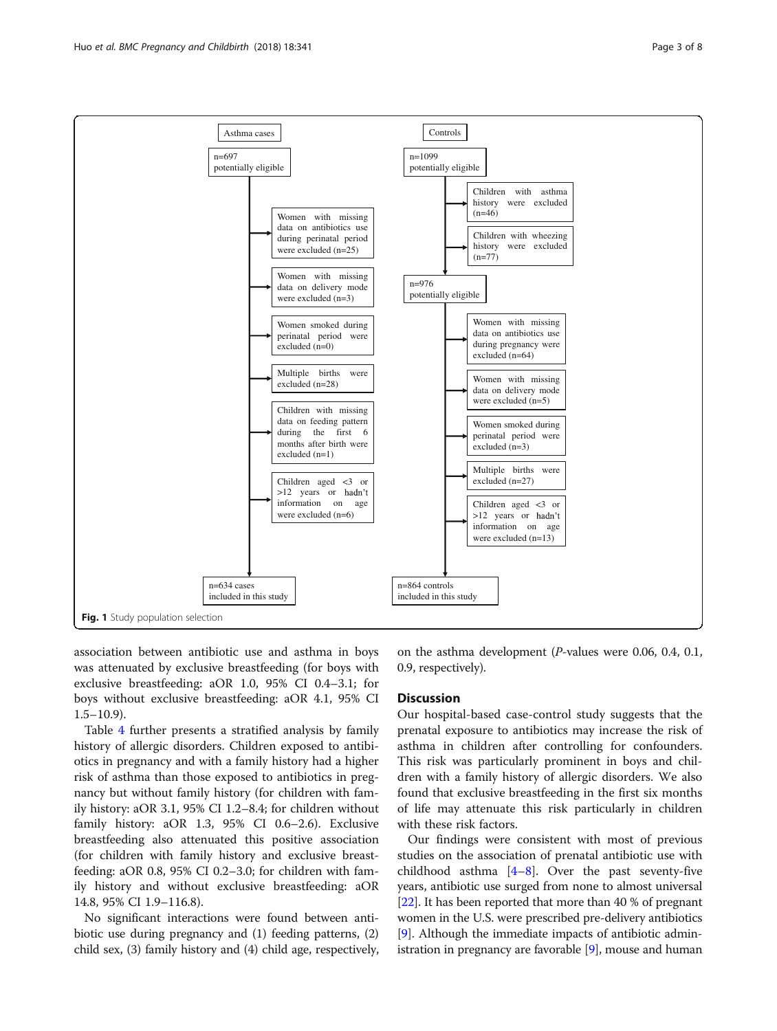Asthma cases

n=697
potentially eligible

- Women with missing data on antibiotics use during perinatal period were excluded (n=25)
- Women with missing data on delivery mode were excluded (n=3)
- Women smoked during perinatal period were excluded (n=0)
- Multiple births were excluded (n=28)
- Children with missing data on feeding pattern during the first 6 months after birth were excluded (n=1)
- Children aged <3 or >12 years or hadn't information on age were excluded (n=6)

n=634 cases
included in this study

Controls

n=1099
potentially eligible

- Children with asthma history were excluded (n=46)
- Children with wheezing history were excluded (n=77)

n=976
potentially eligible

- Women with missing data on antibiotics use during pregnancy were excluded (n=64)
- Women with missing data on delivery mode were excluded (n=5)
- Women smoked during perinatal period were excluded (n=3)
- Multiple births were excluded (n=27)
- Children aged <3 or >12 years or hadn't information on age were excluded (n=13)

n=864 controls
included in this study

**Fig. 1** Study population selection

association between antibiotic use and asthma in boys was attenuated by exclusive breastfeeding (for boys with exclusive breastfeeding: aOR 1.0, 95% CI 0.4–3.1; for boys without exclusive breastfeeding: aOR 4.1, 95% CI 1.5–10.9).

Table 4 further presents a stratified analysis by family history of allergic disorders. Children exposed to antibiotics in pregnancy and with a family history had a higher risk of asthma than those exposed to antibiotics in pregnancy but without family history (for children with family history: aOR 3.1, 95% CI 1.2–8.4; for children without family history: aOR 1.3, 95% CI 0.6–2.6). Exclusive breastfeeding also attenuated this positive association (for children with family history and exclusive breastfeeding: aOR 0.8, 95% CI 0.2–3.0; for children with family history and without exclusive breastfeeding: aOR 14.8, 95% CI 1.9–116.8).

No significant interactions were found between antibiotic use during pregnancy and (1) feeding patterns, (2) child sex, (3) family history and (4) child age, respectively, on the asthma development (*P*-values were 0.06, 0.4, 0.1, 0.9, respectively).

## Discussion

Our hospital-based case-control study suggests that the prenatal exposure to antibiotics may increase the risk of asthma in children after controlling for confounders. This risk was particularly prominent in boys and children with a family history of allergic disorders. We also found that exclusive breastfeeding in the first six months of life may attenuate this risk particularly in children with these risk factors.

Our findings were consistent with most of previous studies on the association of prenatal antibiotic use with childhood asthma [4–8]. Over the past seventy-five years, antibiotic use surged from none to almost universal [22]. It has been reported that more than 40 % of pregnant women in the U.S. were prescribed pre-delivery antibiotics [9]. Although the immediate impacts of antibiotic administration in pregnancy are favorable [9], mouse and human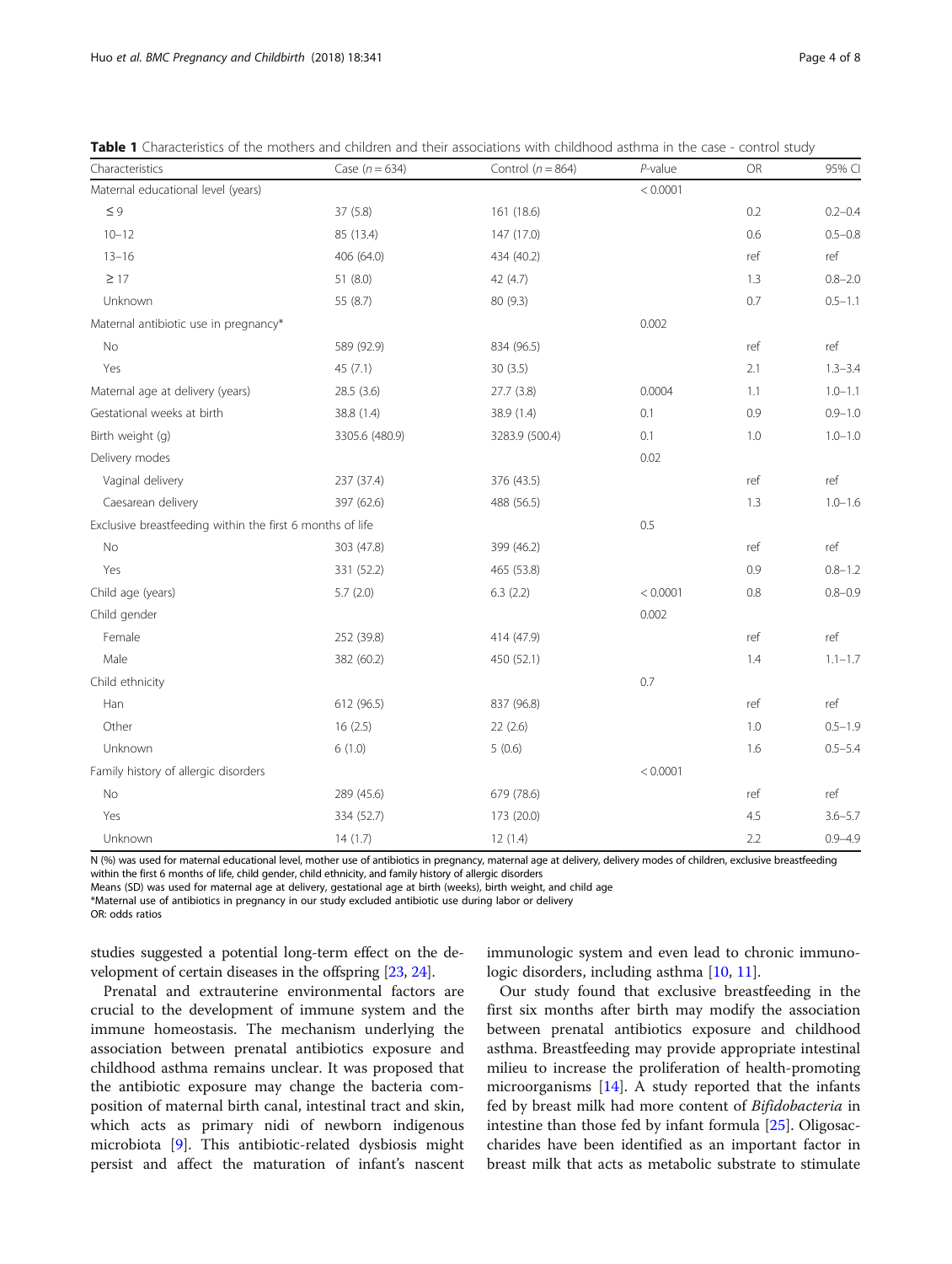**Table 1** Characteristics of the mothers and children and their associations with childhood asthma in the case - control study

| Characteristics | Case (*n* = 634) | Control (*n* = 864) | *P*-value | OR | 95% CI |
|---|---|---|---|---|---|
| Maternal educational level (years) | | | < 0.0001 | | |
| ≤ 9 | 37 (5.8) | 161 (18.6) | | 0.2 | 0.2–0.4 |
| 10–12 | 85 (13.4) | 147 (17.0) | | 0.6 | 0.5–0.8 |
| 13–16 | 406 (64.0) | 434 (40.2) | | ref | ref |
| ≥ 17 | 51 (8.0) | 42 (4.7) | | 1.3 | 0.8–2.0 |
| Unknown | 55 (8.7) | 80 (9.3) | | 0.7 | 0.5–1.1 |
| Maternal antibiotic use in pregnancy* | | | 0.002 | | |
| No | 589 (92.9) | 834 (96.5) | | ref | ref |
| Yes | 45 (7.1) | 30 (3.5) | | 2.1 | 1.3–3.4 |
| Maternal age at delivery (years) | 28.5 (3.6) | 27.7 (3.8) | 0.0004 | 1.1 | 1.0–1.1 |
| Gestational weeks at birth | 38.8 (1.4) | 38.9 (1.4) | 0.1 | 0.9 | 0.9–1.0 |
| Birth weight (g) | 3305.6 (480.9) | 3283.9 (500.4) | 0.1 | 1.0 | 1.0–1.0 |
| Delivery modes | | | 0.02 | | |
| Vaginal delivery | 237 (37.4) | 376 (43.5) | | ref | ref |
| Caesarean delivery | 397 (62.6) | 488 (56.5) | | 1.3 | 1.0–1.6 |
| Exclusive breastfeeding within the first 6 months of life | | | 0.5 | | |
| No | 303 (47.8) | 399 (46.2) | | ref | ref |
| Yes | 331 (52.2) | 465 (53.8) | | 0.9 | 0.8–1.2 |
| Child age (years) | 5.7 (2.0) | 6.3 (2.2) | < 0.0001 | 0.8 | 0.8–0.9 |
| Child gender | | | 0.002 | | |
| Female | 252 (39.8) | 414 (47.9) | | ref | ref |
| Male | 382 (60.2) | 450 (52.1) | | 1.4 | 1.1–1.7 |
| Child ethnicity | | | 0.7 | | |
| Han | 612 (96.5) | 837 (96.8) | | ref | ref |
| Other | 16 (2.5) | 22 (2.6) | | 1.0 | 0.5–1.9 |
| Unknown | 6 (1.0) | 5 (0.6) | | 1.6 | 0.5–5.4 |
| Family history of allergic disorders | | | < 0.0001 | | |
| No | 289 (45.6) | 679 (78.6) | | ref | ref |
| Yes | 334 (52.7) | 173 (20.0) | | 4.5 | 3.6–5.7 |
| Unknown | 14 (1.7) | 12 (1.4) | | 2.2 | 0.9–4.9 |

N (%) was used for maternal educational level, mother use of antibiotics in pregnancy, maternal age at delivery, delivery modes of children, exclusive breastfeeding within the first 6 months of life, child gender, child ethnicity, and family history of allergic disorders
Means (SD) was used for maternal age at delivery, gestational age at birth (weeks), birth weight, and child age
*Maternal use of antibiotics in pregnancy in our study excluded antibiotic use during labor or delivery
OR: odds ratios

studies suggested a potential long-term effect on the development of certain diseases in the offspring [23, 24].

Prenatal and extrauterine environmental factors are crucial to the development of immune system and the immune homeostasis. The mechanism underlying the association between prenatal antibiotics exposure and childhood asthma remains unclear. It was proposed that the antibiotic exposure may change the bacteria composition of maternal birth canal, intestinal tract and skin, which acts as primary nidi of newborn indigenous microbiota [9]. This antibiotic-related dysbiosis might persist and affect the maturation of infant's nascent immunologic system and even lead to chronic immunologic disorders, including asthma [10, 11].

Our study found that exclusive breastfeeding in the first six months after birth may modify the association between prenatal antibiotics exposure and childhood asthma. Breastfeeding may provide appropriate intestinal milieu to increase the proliferation of health-promoting microorganisms [14]. A study reported that the infants fed by breast milk had more content of *Bifidobacteria* in intestine than those fed by infant formula [25]. Oligosaccharides have been identified as an important factor in breast milk that acts as metabolic substrate to stimulate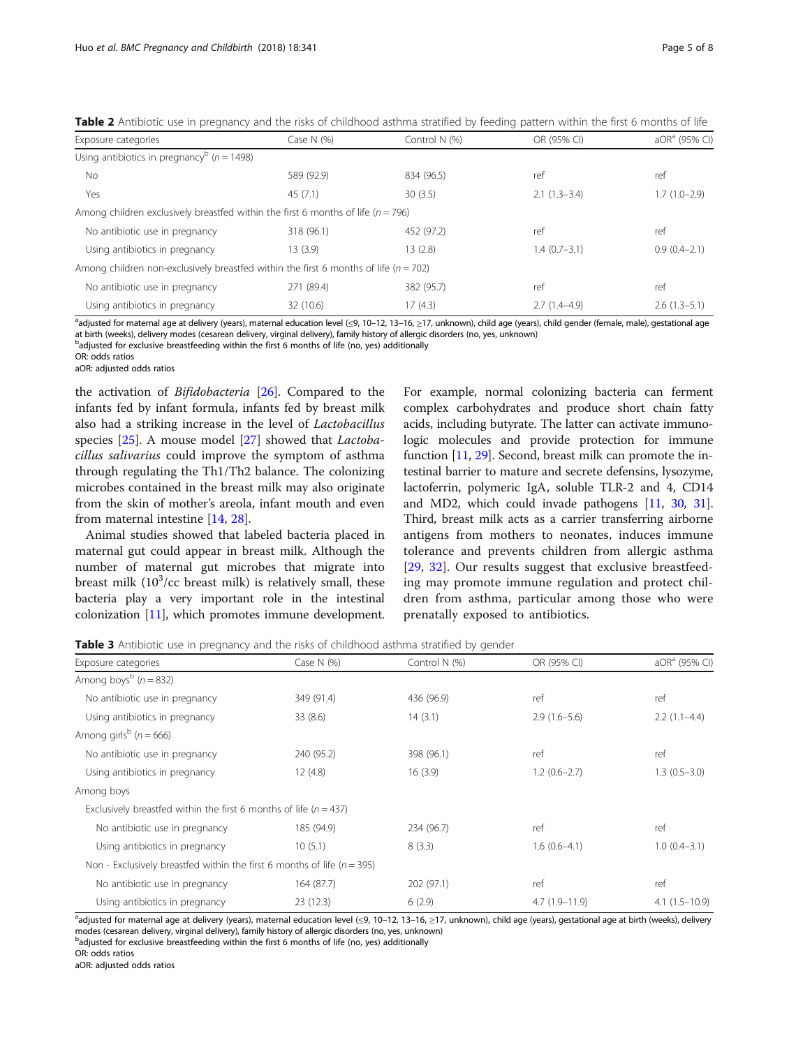**Table 2** Antibiotic use in pregnancy and the risks of childhood asthma stratified by feeding pattern within the first 6 months of life

| Exposure categories | Case N (%) | Control N (%) | OR (95% CI) | aOR[a] (95% CI) |
|---|---|---|---|---|
| Using antibiotics in pregnancy[b] (n = 1498) | | | | |
| No | 589 (92.9) | 834 (96.5) | ref | ref |
| Yes | 45 (7.1) | 30 (3.5) | 2.1 (1.3–3.4) | 1.7 (1.0–2.9) |
| Among children exclusively breastfed within the first 6 months of life (n = 796) | | | | |
| No antibiotic use in pregnancy | 318 (96.1) | 452 (97.2) | ref | ref |
| Using antibiotics in pregnancy | 13 (3.9) | 13 (2.8) | 1.4 (0.7–3.1) | 0.9 (0.4–2.1) |
| Among children non-exclusively breastfed within the first 6 months of life (n = 702) | | | | |
| No antibiotic use in pregnancy | 271 (89.4) | 382 (95.7) | ref | ref |
| Using antibiotics in pregnancy | 32 (10.6) | 17 (4.3) | 2.7 (1.4–4.9) | 2.6 (1.3–5.1) |

[a]adjusted for maternal age at delivery (years), maternal education level (≤9, 10–12, 13–16, ≥17, unknown), child age (years), child gender (female, male), gestational age at birth (weeks), delivery modes (cesarean delivery, virginal delivery), family history of allergic disorders (no, yes, unknown)
[b]adjusted for exclusive breastfeeding within the first 6 months of life (no, yes) additionally
OR: odds ratios
aOR: adjusted odds ratios

the activation of *Bifidobacteria* [26]. Compared to the infants fed by infant formula, infants fed by breast milk also had a striking increase in the level of *Lactobacillus* species [25]. A mouse model [27] showed that *Lactobacillus salivarius* could improve the symptom of asthma through regulating the Th1/Th2 balance. The colonizing microbes contained in the breast milk may also originate from the skin of mother's areola, infant mouth and even from maternal intestine [14, 28].

Animal studies showed that labeled bacteria placed in maternal gut could appear in breast milk. Although the number of maternal gut microbes that migrate into breast milk ($10^3$/cc breast milk) is relatively small, these bacteria play a very important role in the intestinal colonization [11], which promotes immune development. For example, normal colonizing bacteria can ferment complex carbohydrates and produce short chain fatty acids, including butyrate. The latter can activate immunologic molecules and provide protection for immune function [11, 29]. Second, breast milk can promote the intestinal barrier to mature and secrete defensins, lysozyme, lactoferrin, polymeric IgA, soluble TLR-2 and 4, CD14 and MD2, which could invade pathogens [11, 30, 31]. Third, breast milk acts as a carrier transferring airborne antigens from mothers to neonates, induces immune tolerance and prevents children from allergic asthma [29, 32]. Our results suggest that exclusive breastfeeding may promote immune regulation and protect children from asthma, particular among those who were prenatally exposed to antibiotics.

**Table 3** Antibiotic use in pregnancy and the risks of childhood asthma stratified by gender

| Exposure categories | Case N (%) | Control N (%) | OR (95% CI) | aOR[a] (95% CI) |
|---|---|---|---|---|
| Among boys[b] (n = 832) | | | | |
| No antibiotic use in pregnancy | 349 (91.4) | 436 (96.9) | ref | ref |
| Using antibiotics in pregnancy | 33 (8.6) | 14 (3.1) | 2.9 (1.6–5.6) | 2.2 (1.1–4.4) |
| Among girls[b] (n = 666) | | | | |
| No antibiotic use in pregnancy | 240 (95.2) | 398 (96.1) | ref | ref |
| Using antibiotics in pregnancy | 12 (4.8) | 16 (3.9) | 1.2 (0.6–2.7) | 1.3 (0.5–3.0) |
| Among boys | | | | |
| Exclusively breastfed within the first 6 months of life (n = 437) | | | | |
| No antibiotic use in pregnancy | 185 (94.9) | 234 (96.7) | ref | ref |
| Using antibiotics in pregnancy | 10 (5.1) | 8 (3.3) | 1.6 (0.6–4.1) | 1.0 (0.4–3.1) |
| Non - Exclusively breastfed within the first 6 months of life (n = 395) | | | | |
| No antibiotic use in pregnancy | 164 (87.7) | 202 (97.1) | ref | ref |
| Using antibiotics in pregnancy | 23 (12.3) | 6 (2.9) | 4.7 (1.9–11.9) | 4.1 (1.5–10.9) |

[a]adjusted for maternal age at delivery (years), maternal education level (≤9, 10–12, 13–16, ≥17, unknown), child age (years), gestational age at birth (weeks), delivery modes (cesarean delivery, virginal delivery), family history of allergic disorders (no, yes, unknown)
[b]adjusted for exclusive breastfeeding within the first 6 months of life (no, yes) additionally
OR: odds ratios
aOR: adjusted odds ratios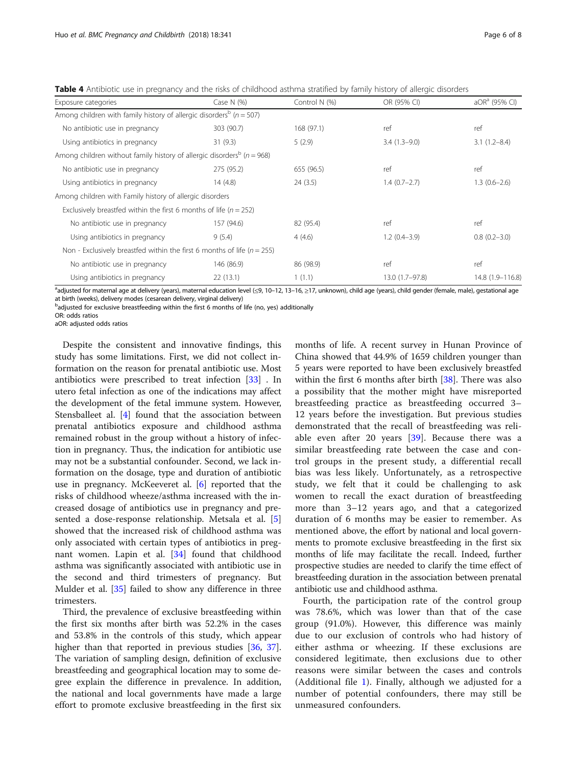**Table 4** Antibiotic use in pregnancy and the risks of childhood asthma stratified by family history of allergic disorders

| Exposure categories | Case N (%) | Control N (%) | OR (95% CI) | aOR[a] (95% CI) |
|---|---|---|---|---|
| Among children with family history of allergic disorders[b] ($n = 507$) | | | | |
| No antibiotic use in pregnancy | 303 (90.7) | 168 (97.1) | ref | ref |
| Using antibiotics in pregnancy | 31 (9.3) | 5 (2.9) | 3.4 (1.3–9.0) | 3.1 (1.2–8.4) |
| Among children without family history of allergic disorders[b] ($n = 968$) | | | | |
| No antibiotic use in pregnancy | 275 (95.2) | 655 (96.5) | ref | ref |
| Using antibiotics in pregnancy | 14 (4.8) | 24 (3.5) | 1.4 (0.7–2.7) | 1.3 (0.6–2.6) |
| Among children with Family history of allergic disorders | | | | |
| Exclusively breastfed within the first 6 months of life ($n = 252$) | | | | |
| No antibiotic use in pregnancy | 157 (94.6) | 82 (95.4) | ref | ref |
| Using antibiotics in pregnancy | 9 (5.4) | 4 (4.6) | 1.2 (0.4–3.9) | 0.8 (0.2–3.0) |
| Non - Exclusively breastfed within the first 6 months of life ($n = 255$) | | | | |
| No antibiotic use in pregnancy | 146 (86.9) | 86 (98.9) | ref | ref |
| Using antibiotics in pregnancy | 22 (13.1) | 1 (1.1) | 13.0 (1.7–97.8) | 14.8 (1.9–116.8) |

[a]adjusted for maternal age at delivery (years), maternal education level (≤9, 10–12, 13–16, ≥17, unknown), child age (years), child gender (female, male), gestational age at birth (weeks), delivery modes (cesarean delivery, virginal delivery)

[b]adjusted for exclusive breastfeeding within the first 6 months of life (no, yes) additionally

OR: odds ratios

aOR: adjusted odds ratios

Despite the consistent and innovative findings, this study has some limitations. First, we did not collect information on the reason for prenatal antibiotic use. Most antibiotics were prescribed to treat infection [33] . In utero fetal infection as one of the indications may affect the development of the fetal immune system. However, Stensballeet al. [4] found that the association between prenatal antibiotics exposure and childhood asthma remained robust in the group without a history of infection in pregnancy. Thus, the indication for antibiotic use may not be a substantial confounder. Second, we lack information on the dosage, type and duration of antibiotic use in pregnancy. McKeeveret al. [6] reported that the risks of childhood wheeze/asthma increased with the increased dosage of antibiotics use in pregnancy and presented a dose-response relationship. Metsala et al. [5] showed that the increased risk of childhood asthma was only associated with certain types of antibiotics in pregnant women. Lapin et al. [34] found that childhood asthma was significantly associated with antibiotic use in the second and third trimesters of pregnancy. But Mulder et al. [35] failed to show any difference in three trimesters.

Third, the prevalence of exclusive breastfeeding within the first six months after birth was 52.2% in the cases and 53.8% in the controls of this study, which appear higher than that reported in previous studies [36, 37]. The variation of sampling design, definition of exclusive breastfeeding and geographical location may to some degree explain the difference in prevalence. In addition, the national and local governments have made a large effort to promote exclusive breastfeeding in the first six months of life. A recent survey in Hunan Province of China showed that 44.9% of 1659 children younger than 5 years were reported to have been exclusively breastfed within the first 6 months after birth [38]. There was also a possibility that the mother might have misreported breastfeeding practice as breastfeeding occurred 3–12 years before the investigation. But previous studies demonstrated that the recall of breastfeeding was reliable even after 20 years [39]. Because there was a similar breastfeeding rate between the case and control groups in the present study, a differential recall bias was less likely. Unfortunately, as a retrospective study, we felt that it could be challenging to ask women to recall the exact duration of breastfeeding more than 3–12 years ago, and that a categorized duration of 6 months may be easier to remember. As mentioned above, the effort by national and local governments to promote exclusive breastfeeding in the first six months of life may facilitate the recall. Indeed, further prospective studies are needed to clarify the time effect of breastfeeding duration in the association between prenatal antibiotic use and childhood asthma.

Fourth, the participation rate of the control group was 78.6%, which was lower than that of the case group (91.0%). However, this difference was mainly due to our exclusion of controls who had history of either asthma or wheezing. If these exclusions are considered legitimate, then exclusions due to other reasons were similar between the cases and controls (Additional file 1). Finally, although we adjusted for a number of potential confounders, there may still be unmeasured confounders.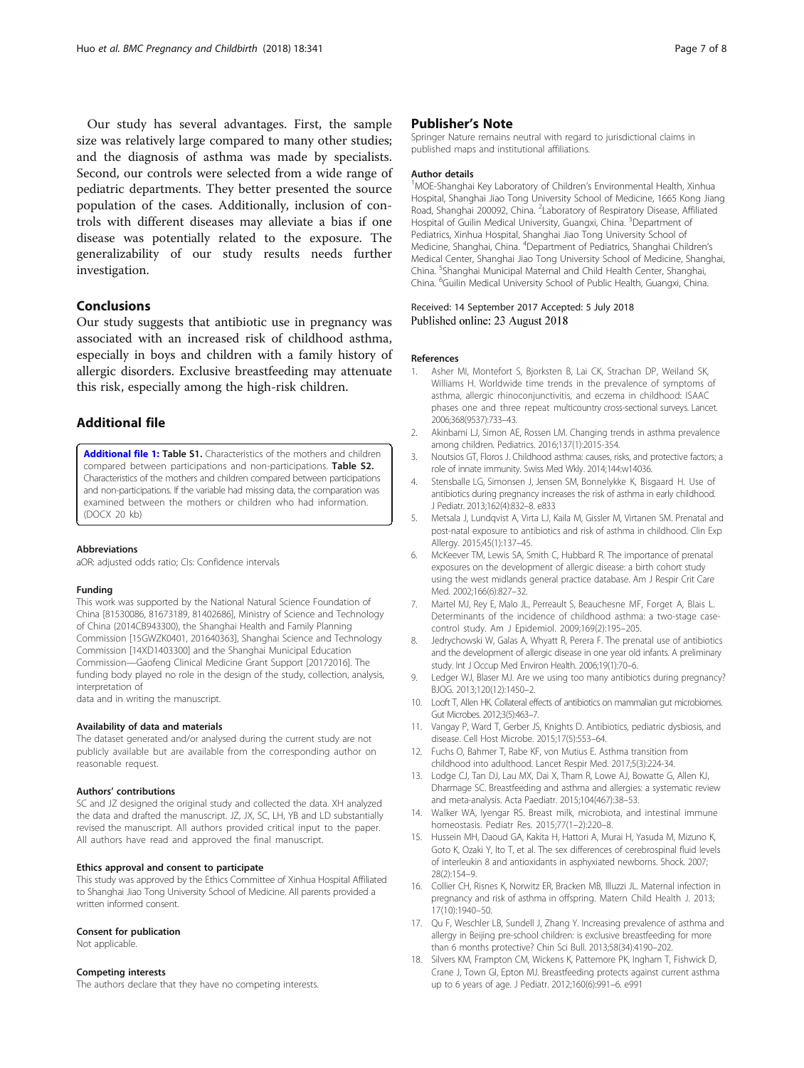Our study has several advantages. First, the sample size was relatively large compared to many other studies; and the diagnosis of asthma was made by specialists. Second, our controls were selected from a wide range of pediatric departments. They better presented the source population of the cases. Additionally, inclusion of controls with different diseases may alleviate a bias if one disease was potentially related to the exposure. The generalizability of our study results needs further investigation.

## Conclusions

Our study suggests that antibiotic use in pregnancy was associated with an increased risk of childhood asthma, especially in boys and children with a family history of allergic disorders. Exclusive breastfeeding may attenuate this risk, especially among the high-risk children.

## Additional file

**Additional file 1: Table S1.** Characteristics of the mothers and children compared between participations and non-participations. **Table S2.** Characteristics of the mothers and children compared between participations and non-participations. If the variable had missing data, the comparation was examined between the mothers or children who had information. (DOCX 20 kb)

#### Abbreviations

aOR: adjusted odds ratio; CIs: Confidence intervals

#### Funding

This work was supported by the National Natural Science Foundation of China [81530086, 81673189, 81402686], Ministry of Science and Technology of China (2014CB943300), the Shanghai Health and Family Planning Commission [15GWZK0401, 201640363], Shanghai Science and Technology Commission [14XD1403300] and the Shanghai Municipal Education Commission—Gaofeng Clinical Medicine Grant Support [20172016]. The funding body played no role in the design of the study, collection, analysis, interpretation of data and in writing the manuscript.

#### Availability of data and materials

The dataset generated and/or analysed during the current study are not publicly available but are available from the corresponding author on reasonable request.

#### Authors' contributions

SC and JZ designed the original study and collected the data. XH analyzed the data and drafted the manuscript. JZ, JX, SC, LH, YB and LD substantially revised the manuscript. All authors provided critical input to the paper. All authors have read and approved the final manuscript.

#### Ethics approval and consent to participate

This study was approved by the Ethics Committee of Xinhua Hospital Affiliated to Shanghai Jiao Tong University School of Medicine. All parents provided a written informed consent.

#### Consent for publication

Not applicable.

#### Competing interests

The authors declare that they have no competing interests.

## Publisher's Note

Springer Nature remains neutral with regard to jurisdictional claims in published maps and institutional affiliations.

#### Author details

[1]MOE-Shanghai Key Laboratory of Children's Environmental Health, Xinhua Hospital, Shanghai Jiao Tong University School of Medicine, 1665 Kong Jiang Road, Shanghai 200092, China. [2]Laboratory of Respiratory Disease, Affiliated Hospital of Guilin Medical University, Guangxi, China. [3]Department of Pediatrics, Xinhua Hospital, Shanghai Jiao Tong University School of Medicine, Shanghai, China. [4]Department of Pediatrics, Shanghai Children's Medical Center, Shanghai Jiao Tong University School of Medicine, Shanghai, China. [5]Shanghai Municipal Maternal and Child Health Center, Shanghai, China. [6]Guilin Medical University School of Public Health, Guangxi, China.

Received: 14 September 2017 Accepted: 5 July 2018
Published online: 23 August 2018

#### References

1. Asher MI, Montefort S, Bjorksten B, Lai CK, Strachan DP, Weiland SK, Williams H. Worldwide time trends in the prevalence of symptoms of asthma, allergic rhinoconjunctivitis, and eczema in childhood: ISAAC phases one and three repeat multicountry cross-sectional surveys. Lancet. 2006;368(9537):733–43.
2. Akinbami LJ, Simon AE, Rossen LM. Changing trends in asthma prevalence among children. Pediatrics. 2016;137(1):2015-354.
3. Noutsios GT, Floros J. Childhood asthma: causes, risks, and protective factors; a role of innate immunity. Swiss Med Wkly. 2014;144:w14036.
4. Stensballe LG, Simonsen J, Jensen SM, Bonnelykke K, Bisgaard H. Use of antibiotics during pregnancy increases the risk of asthma in early childhood. J Pediatr. 2013;162(4):832–8. e833
5. Metsala J, Lundqvist A, Virta LJ, Kaila M, Gissler M, Virtanen SM. Prenatal and post-natal exposure to antibiotics and risk of asthma in childhood. Clin Exp Allergy. 2015;45(1):137–45.
6. McKeever TM, Lewis SA, Smith C, Hubbard R. The importance of prenatal exposures on the development of allergic disease: a birth cohort study using the west midlands general practice database. Am J Respir Crit Care Med. 2002;166(6):827–32.
7. Martel MJ, Rey E, Malo JL, Perreault S, Beauchesne MF, Forget A, Blais L. Determinants of the incidence of childhood asthma: a two-stage case-control study. Am J Epidemiol. 2009;169(2):195–205.
8. Jedrychowski W, Galas A, Whyatt R, Perera F. The prenatal use of antibiotics and the development of allergic disease in one year old infants. A preliminary study. Int J Occup Med Environ Health. 2006;19(1):70–6.
9. Ledger WJ, Blaser MJ. Are we using too many antibiotics during pregnancy? BJOG. 2013;120(12):1450–2.
10. Looft T, Allen HK. Collateral effects of antibiotics on mammalian gut microbiomes. Gut Microbes. 2012;3(5):463–7.
11. Vangay P, Ward T, Gerber JS, Knights D. Antibiotics, pediatric dysbiosis, and disease. Cell Host Microbe. 2015;17(5):553–64.
12. Fuchs O, Bahmer T, Rabe KF, von Mutius E. Asthma transition from childhood into adulthood. Lancet Respir Med. 2017;5(3):224-34.
13. Lodge CJ, Tan DJ, Lau MX, Dai X, Tham R, Lowe AJ, Bowatte G, Allen KJ, Dharmage SC. Breastfeeding and asthma and allergies: a systematic review and meta-analysis. Acta Paediatr. 2015;104(467):38–53.
14. Walker WA, Iyengar RS. Breast milk, microbiota, and intestinal immune homeostasis. Pediatr Res. 2015;77(1–2):220–8.
15. Hussein MH, Daoud GA, Kakita H, Hattori A, Murai H, Yasuda M, Mizuno K, Goto K, Ozaki Y, Ito T, et al. The sex differences of cerebrospinal fluid levels of interleukin 8 and antioxidants in asphyxiated newborns. Shock. 2007;28(2):154–9.
16. Collier CH, Risnes K, Norwitz ER, Bracken MB, Illuzzi JL. Maternal infection in pregnancy and risk of asthma in offspring. Matern Child Health J. 2013;17(10):1940–50.
17. Qu F, Weschler LB, Sundell J, Zhang Y. Increasing prevalence of asthma and allergy in Beijing pre-school children: is exclusive breastfeeding for more than 6 months protective? Chin Sci Bull. 2013;58(34):4190–202.
18. Silvers KM, Frampton CM, Wickens K, Pattemore PK, Ingham T, Fishwick D, Crane J, Town GI, Epton MJ. Breastfeeding protects against current asthma up to 6 years of age. J Pediatr. 2012;160(6):991–6. e991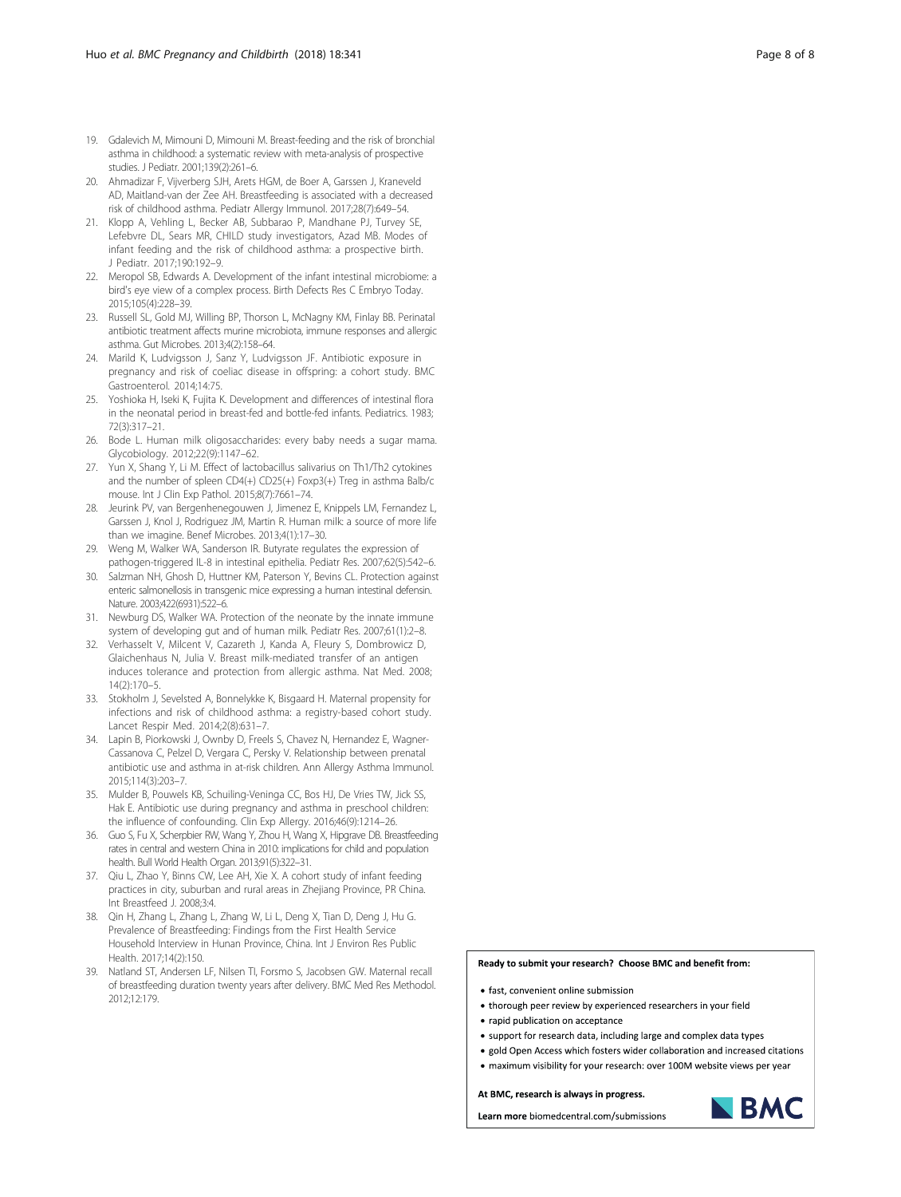19. Gdalevich M, Mimouni D, Mimouni M. Breast-feeding and the risk of bronchial asthma in childhood: a systematic review with meta-analysis of prospective studies. J Pediatr. 2001;139(2):261–6.
20. Ahmadizar F, Vijverberg SJH, Arets HGM, de Boer A, Garssen J, Kraneveld AD, Maitland-van der Zee AH. Breastfeeding is associated with a decreased risk of childhood asthma. Pediatr Allergy Immunol. 2017;28(7):649–54.
21. Klopp A, Vehling L, Becker AB, Subbarao P, Mandhane PJ, Turvey SE, Lefebvre DL, Sears MR, CHILD study investigators, Azad MB. Modes of infant feeding and the risk of childhood asthma: a prospective birth. J Pediatr. 2017;190:192–9.
22. Meropol SB, Edwards A. Development of the infant intestinal microbiome: a bird's eye view of a complex process. Birth Defects Res C Embryo Today. 2015;105(4):228–39.
23. Russell SL, Gold MJ, Willing BP, Thorson L, McNagny KM, Finlay BB. Perinatal antibiotic treatment affects murine microbiota, immune responses and allergic asthma. Gut Microbes. 2013;4(2):158–64.
24. Marild K, Ludvigsson J, Sanz Y, Ludvigsson JF. Antibiotic exposure in pregnancy and risk of coeliac disease in offspring: a cohort study. BMC Gastroenterol. 2014;14:75.
25. Yoshioka H, Iseki K, Fujita K. Development and differences of intestinal flora in the neonatal period in breast-fed and bottle-fed infants. Pediatrics. 1983; 72(3):317–21.
26. Bode L. Human milk oligosaccharides: every baby needs a sugar mama. Glycobiology. 2012;22(9):1147–62.
27. Yun X, Shang Y, Li M. Effect of lactobacillus salivarius on Th1/Th2 cytokines and the number of spleen CD4(+) CD25(+) Foxp3(+) Treg in asthma Balb/c mouse. Int J Clin Exp Pathol. 2015;8(7):7661–74.
28. Jeurink PV, van Bergenhenegouwen J, Jimenez E, Knippels LM, Fernandez L, Garssen J, Knol J, Rodriguez JM, Martin R. Human milk: a source of more life than we imagine. Benef Microbes. 2013;4(1):17–30.
29. Weng M, Walker WA, Sanderson IR. Butyrate regulates the expression of pathogen-triggered IL-8 in intestinal epithelia. Pediatr Res. 2007;62(5):542–6.
30. Salzman NH, Ghosh D, Huttner KM, Paterson Y, Bevins CL. Protection against enteric salmonellosis in transgenic mice expressing a human intestinal defensin. Nature. 2003;422(6931):522–6.
31. Newburg DS, Walker WA. Protection of the neonate by the innate immune system of developing gut and of human milk. Pediatr Res. 2007;61(1):2–8.
32. Verhasselt V, Milcent V, Cazareth J, Kanda A, Fleury S, Dombrowicz D, Glaichenhaus N, Julia V. Breast milk-mediated transfer of an antigen induces tolerance and protection from allergic asthma. Nat Med. 2008; 14(2):170–5.
33. Stokholm J, Sevelsted A, Bonnelykke K, Bisgaard H. Maternal propensity for infections and risk of childhood asthma: a registry-based cohort study. Lancet Respir Med. 2014;2(8):631–7.
34. Lapin B, Piorkowski J, Ownby D, Freels S, Chavez N, Hernandez E, Wagner-Cassanova C, Pelzel D, Vergara C, Persky V. Relationship between prenatal antibiotic use and asthma in at-risk children. Ann Allergy Asthma Immunol. 2015;114(3):203–7.
35. Mulder B, Pouwels KB, Schuiling-Veninga CC, Bos HJ, De Vries TW, Jick SS, Hak E. Antibiotic use during pregnancy and asthma in preschool children: the influence of confounding. Clin Exp Allergy. 2016;46(9):1214–26.
36. Guo S, Fu X, Scherpbier RW, Wang Y, Zhou H, Wang X, Hipgrave DB. Breastfeeding rates in central and western China in 2010: implications for child and population health. Bull World Health Organ. 2013;91(5):322–31.
37. Qiu L, Zhao Y, Binns CW, Lee AH, Xie X. A cohort study of infant feeding practices in city, suburban and rural areas in Zhejiang Province, PR China. Int Breastfeed J. 2008;3:4.
38. Qin H, Zhang L, Zhang L, Zhang W, Li L, Deng X, Tian D, Deng J, Hu G. Prevalence of Breastfeeding: Findings from the First Health Service Household Interview in Hunan Province, China. Int J Environ Res Public Health. 2017;14(2):150.
39. Natland ST, Andersen LF, Nilsen TI, Forsmo S, Jacobsen GW. Maternal recall of breastfeeding duration twenty years after delivery. BMC Med Res Methodol. 2012;12:179.

**Ready to submit your research? Choose BMC and benefit from:**

- fast, convenient online submission
- thorough peer review by experienced researchers in your field
- rapid publication on acceptance
- support for research data, including large and complex data types
- gold Open Access which fosters wider collaboration and increased citations
- maximum visibility for your research: over 100M website views per year

**At BMC, research is always in progress.**

**Learn more** biomedcentral.com/submissions

BMC